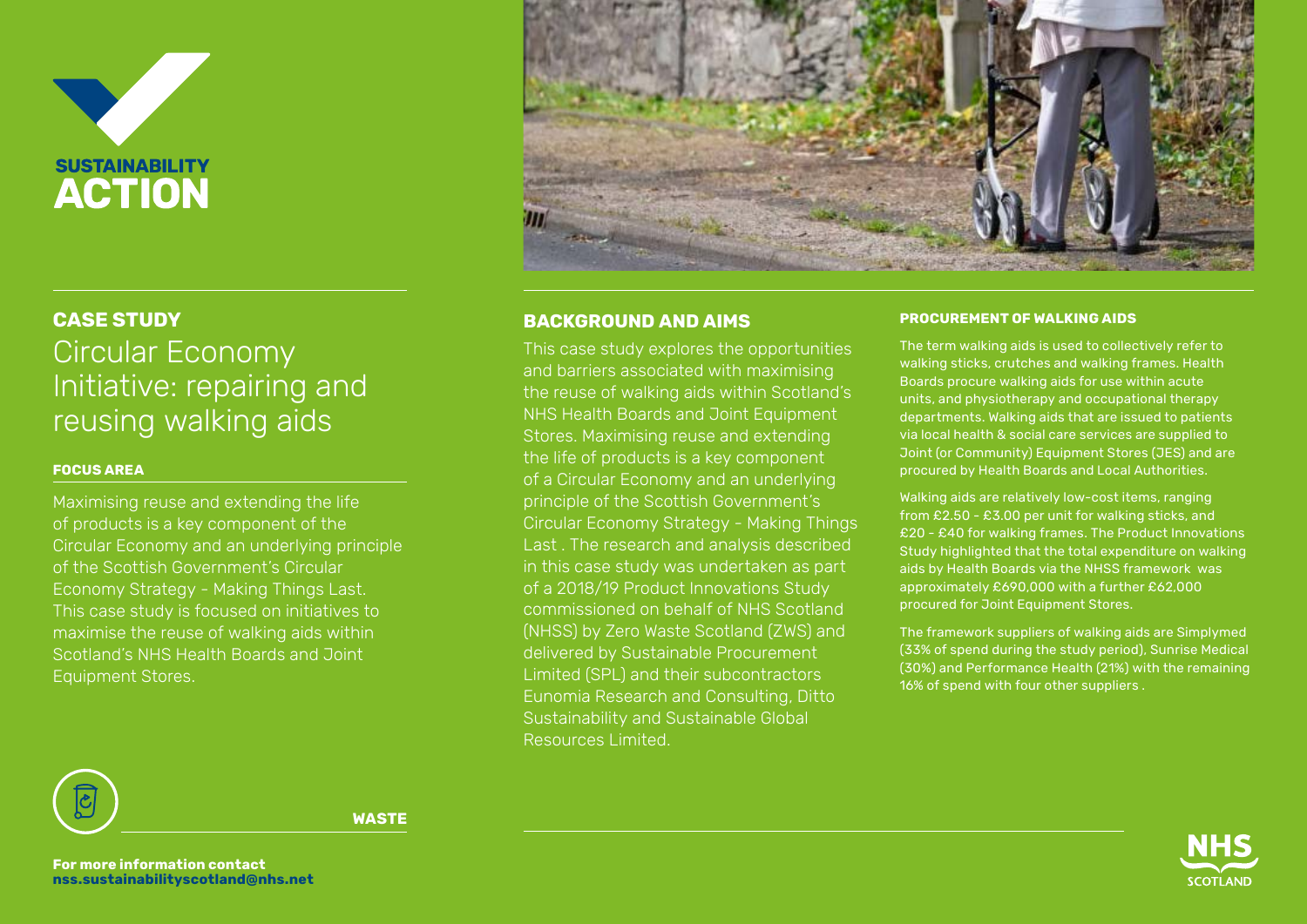SUSTAINABILITY
**ACTION**

## CASE STUDY

# Circular Economy Initiative: repairing and reusing walking aids

### FOCUS AREA

Maximising reuse and extending the life of products is a key component of the Circular Economy and an underlying principle of the Scottish Government's Circular Economy Strategy - Making Things Last. This case study is focused on initiatives to maximise the reuse of walking aids within Scotland's NHS Health Boards and Joint Equipment Stores.

**WASTE**

**For more information contact**
**nss.sustainabilityscotland@nhs.net**

## BACKGROUND AND AIMS

This case study explores the opportunities and barriers associated with maximising the reuse of walking aids within Scotland's NHS Health Boards and Joint Equipment Stores. Maximising reuse and extending the life of products is a key component of a Circular Economy and an underlying principle of the Scottish Government's Circular Economy Strategy - Making Things Last . The research and analysis described in this case study was undertaken as part of a 2018/19 Product Innovations Study commissioned on behalf of NHS Scotland (NHSS) by Zero Waste Scotland (ZWS) and delivered by Sustainable Procurement Limited (SPL) and their subcontractors Eunomia Research and Consulting, Ditto Sustainability and Sustainable Global Resources Limited.

### PROCUREMENT OF WALKING AIDS

The term walking aids is used to collectively refer to walking sticks, crutches and walking frames. Health Boards procure walking aids for use within acute units, and physiotherapy and occupational therapy departments. Walking aids that are issued to patients via local health & social care services are supplied to Joint (or Community) Equipment Stores (JES) and are procured by Health Boards and Local Authorities.

Walking aids are relatively low-cost items, ranging from £2.50 - £3.00 per unit for walking sticks, and £20 - £40 for walking frames. The Product Innovations Study highlighted that the total expenditure on walking aids by Health Boards via the NHSS framework was approximately £690,000 with a further £62,000 procured for Joint Equipment Stores.

The framework suppliers of walking aids are Simplymed (33% of spend during the study period), Sunrise Medical (30%) and Performance Health (21%) with the remaining 16% of spend with four other suppliers .

NHS SCOTLAND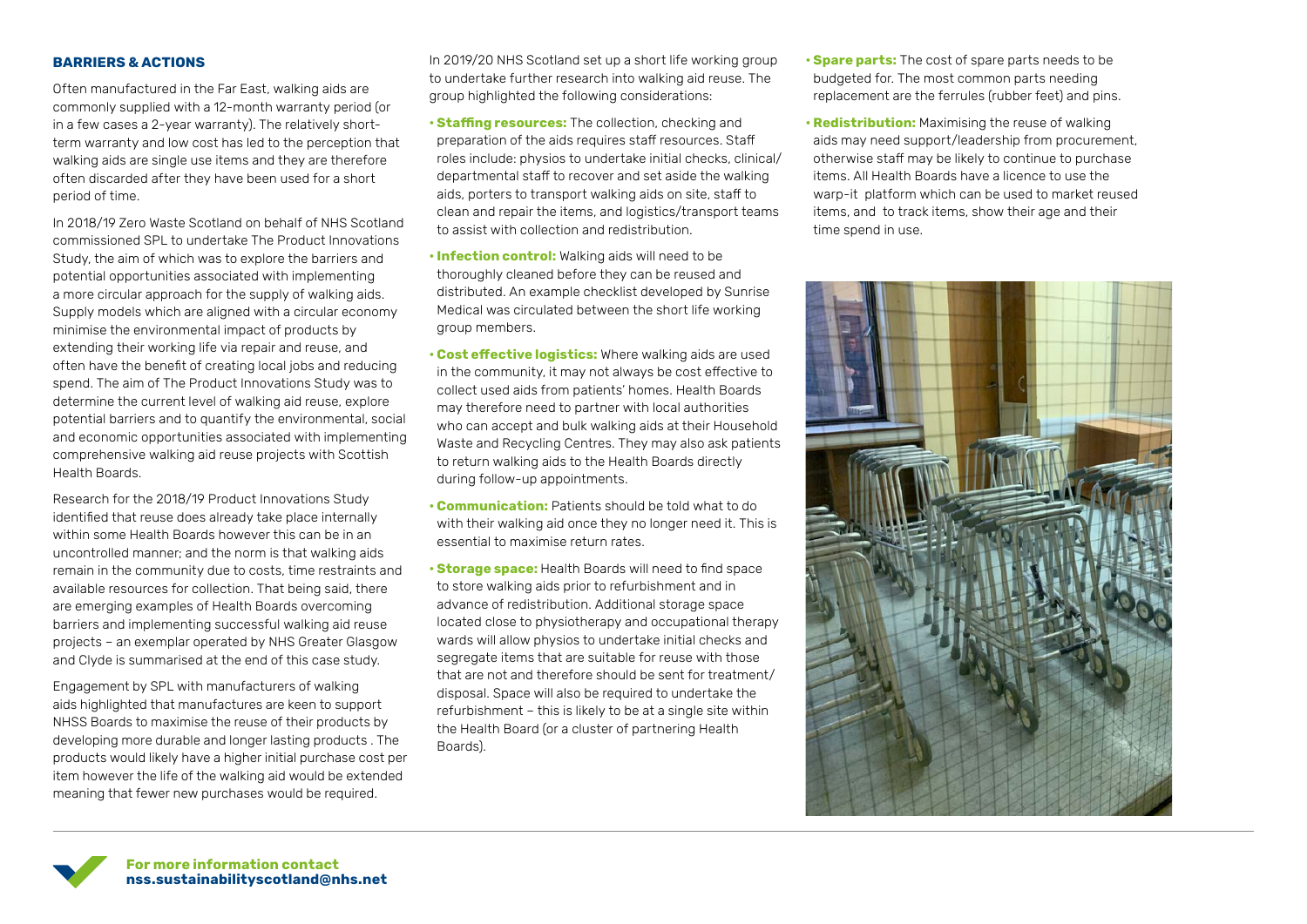## BARRIERS & ACTIONS

Often manufactured in the Far East, walking aids are commonly supplied with a 12-month warranty period (or in a few cases a 2-year warranty). The relatively short-term warranty and low cost has led to the perception that walking aids are single use items and they are therefore often discarded after they have been used for a short period of time.

In 2018/19 Zero Waste Scotland on behalf of NHS Scotland commissioned SPL to undertake The Product Innovations Study, the aim of which was to explore the barriers and potential opportunities associated with implementing a more circular approach for the supply of walking aids. Supply models which are aligned with a circular economy minimise the environmental impact of products by extending their working life via repair and reuse, and often have the benefit of creating local jobs and reducing spend. The aim of The Product Innovations Study was to determine the current level of walking aid reuse, explore potential barriers and to quantify the environmental, social and economic opportunities associated with implementing comprehensive walking aid reuse projects with Scottish Health Boards.

Research for the 2018/19 Product Innovations Study identified that reuse does already take place internally within some Health Boards however this can be in an uncontrolled manner; and the norm is that walking aids remain in the community due to costs, time restraints and available resources for collection. That being said, there are emerging examples of Health Boards overcoming barriers and implementing successful walking aid reuse projects – an exemplar operated by NHS Greater Glasgow and Clyde is summarised at the end of this case study.

Engagement by SPL with manufacturers of walking aids highlighted that manufactures are keen to support NHSS Boards to maximise the reuse of their products by developing more durable and longer lasting products . The products would likely have a higher initial purchase cost per item however the life of the walking aid would be extended meaning that fewer new purchases would be required.

In 2019/20 NHS Scotland set up a short life working group to undertake further research into walking aid reuse. The group highlighted the following considerations:

- **Staffing resources:** The collection, checking and preparation of the aids requires staff resources. Staff roles include: physios to undertake initial checks, clinical/departmental staff to recover and set aside the walking aids, porters to transport walking aids on site, staff to clean and repair the items, and logistics/transport teams to assist with collection and redistribution.
- **Infection control:** Walking aids will need to be thoroughly cleaned before they can be reused and distributed. An example checklist developed by Sunrise Medical was circulated between the short life working group members.
- **Cost effective logistics:** Where walking aids are used in the community, it may not always be cost effective to collect used aids from patients' homes. Health Boards may therefore need to partner with local authorities who can accept and bulk walking aids at their Household Waste and Recycling Centres. They may also ask patients to return walking aids to the Health Boards directly during follow-up appointments.
- **Communication:** Patients should be told what to do with their walking aid once they no longer need it. This is essential to maximise return rates.
- **Storage space:** Health Boards will need to find space to store walking aids prior to refurbishment and in advance of redistribution. Additional storage space located close to physiotherapy and occupational therapy wards will allow physios to undertake initial checks and segregate items that are suitable for reuse with those that are not and therefore should be sent for treatment/disposal. Space will also be required to undertake the refurbishment – this is likely to be at a single site within the Health Board (or a cluster of partnering Health Boards).
- **Spare parts:** The cost of spare parts needs to be budgeted for. The most common parts needing replacement are the ferrules (rubber feet) and pins.
- **Redistribution:** Maximising the reuse of walking aids may need support/leadership from procurement, otherwise staff may be likely to continue to purchase items. All Health Boards have a licence to use the warp-it platform which can be used to market reused items, and to track items, show their age and their time spend in use.

**For more information contact**
**nss.sustainabilityscotland@nhs.net**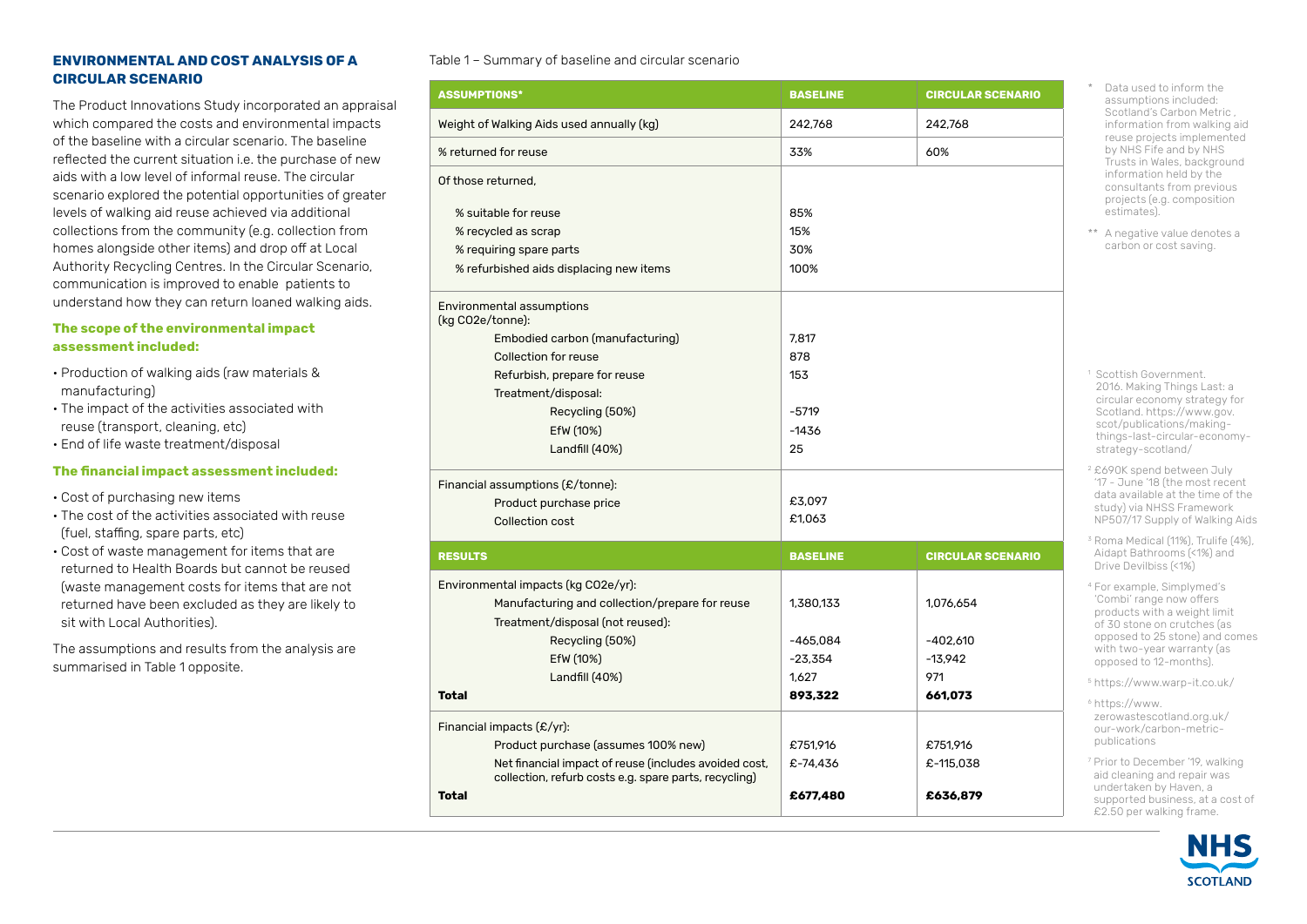## ENVIRONMENTAL AND COST ANALYSIS OF A CIRCULAR SCENARIO

The Product Innovations Study incorporated an appraisal which compared the costs and environmental impacts of the baseline with a circular scenario. The baseline reflected the current situation i.e. the purchase of new aids with a low level of informal reuse. The circular scenario explored the potential opportunities of greater levels of walking aid reuse achieved via additional collections from the community (e.g. collection from homes alongside other items) and drop off at Local Authority Recycling Centres. In the Circular Scenario, communication is improved to enable patients to understand how they can return loaned walking aids.

### The scope of the environmental impact assessment included:

- Production of walking aids (raw materials & manufacturing)
- The impact of the activities associated with reuse (transport, cleaning, etc)
- End of life waste treatment/disposal

### The financial impact assessment included:

- Cost of purchasing new items
- The cost of the activities associated with reuse (fuel, staffing, spare parts, etc)
- Cost of waste management for items that are returned to Health Boards but cannot be reused (waste management costs for items that are not returned have been excluded as they are likely to sit with Local Authorities).

The assumptions and results from the analysis are summarised in Table 1 opposite.

Table 1 – Summary of baseline and circular scenario

| ASSUMPTIONS* | BASELINE | CIRCULAR SCENARIO |
|---|---|---|
| Weight of Walking Aids used annually (kg) | 242,768 | 242,768 |
| % returned for reuse | 33% | 60% |
| Of those returned, | | |
| % suitable for reuse | 85% | |
| % recycled as scrap | 15% | |
| % requiring spare parts | 30% | |
| % refurbished aids displacing new items | 100% | |
| Environmental assumptions (kg CO2e/tonne): | | |
| Embodied carbon (manufacturing) | 7,817 | |
| Collection for reuse | 878 | |
| Refurbish, prepare for reuse | 153 | |
| Treatment/disposal: | | |
| Recycling (50%) | -5719 | |
| EfW (10%) | -1436 | |
| Landfill (40%) | 25 | |
| Financial assumptions (£/tonne): | | |
| Product purchase price | £3,097 | |
| Collection cost | £1,063 | |
| **RESULTS** | **BASELINE** | **CIRCULAR SCENARIO** |
| Environmental impacts (kg CO2e/yr): | | |
| Manufacturing and collection/prepare for reuse | 1,380,133 | 1,076,654 |
| Treatment/disposal (not reused): | | |
| Recycling (50%) | -465,084 | -402,610 |
| EfW (10%) | -23,354 | -13,942 |
| Landfill (40%) | 1,627 | 971 |
| **Total** | **893,322** | **661,073** |
| Financial impacts (£/yr): | | |
| Product purchase (assumes 100% new) | £751,916 | £751,916 |
| Net financial impact of reuse (includes avoided cost, collection, refurb costs e.g. spare parts, recycling) | £-74,436 | £-115,038 |
| **Total** | **£677,480** | **£636,879** |

\* Data used to inform the assumptions included: Scotland's Carbon Metric, information from walking aid reuse projects implemented by NHS Fife and by NHS Trusts in Wales, background information held by the consultants from previous projects (e.g. composition estimates).

\*\* A negative value denotes a carbon or cost saving.

[1] Scottish Government. 2016. Making Things Last: a circular economy strategy for Scotland. https://www.gov.scot/publications/making-things-last-circular-economy-strategy-scotland/

[2] £690K spend between July '17 - June '18 (the most recent data available at the time of the study) via NHSS Framework NP507/17 Supply of Walking Aids

[3] Roma Medical (11%), Trulife (4%), Aidapt Bathrooms (<1%) and Drive Devilbiss (<1%)

[4] For example, Simplymed's 'Combi' range now offers products with a weight limit of 30 stone on crutches (as opposed to 25 stone) and comes with two-year warranty (as opposed to 12-months).

[5] https://www.warp-it.co.uk/

[6] https://www.zerowastescotland.org.uk/our-work/carbon-metric-publications

[7] Prior to December '19, walking aid cleaning and repair was undertaken by Haven, a supported business, at a cost of £2.50 per walking frame.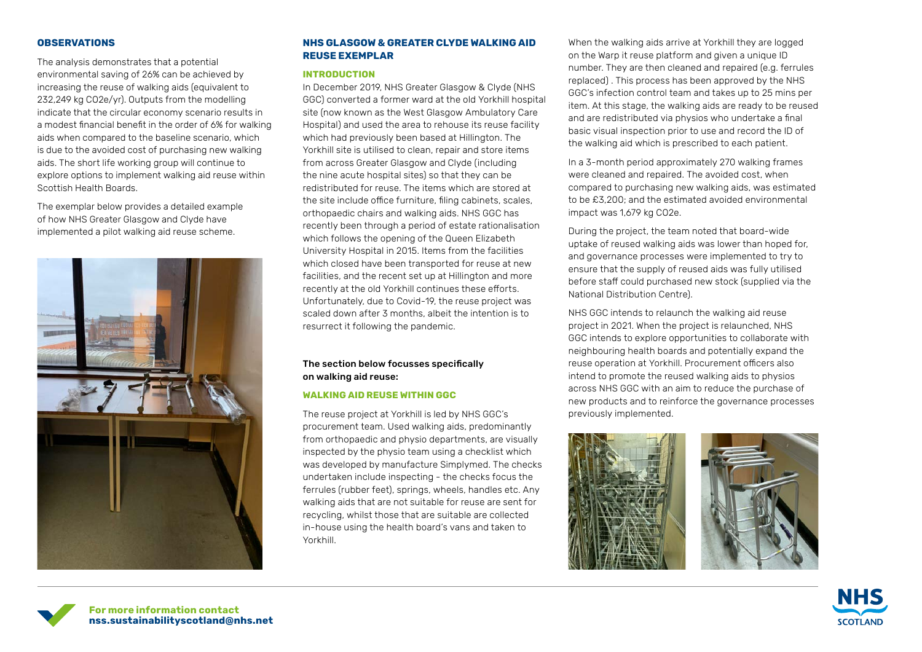## OBSERVATIONS

The analysis demonstrates that a potential environmental saving of 26% can be achieved by increasing the reuse of walking aids (equivalent to 232,249 kg CO2e/yr). Outputs from the modelling indicate that the circular economy scenario results in a modest financial benefit in the order of 6% for walking aids when compared to the baseline scenario, which is due to the avoided cost of purchasing new walking aids. The short life working group will continue to explore options to implement walking aid reuse within Scottish Health Boards.

The exemplar below provides a detailed example of how NHS Greater Glasgow and Clyde have implemented a pilot walking aid reuse scheme.

## NHS GLASGOW & GREATER CLYDE WALKING AID REUSE EXEMPLAR

### INTRODUCTION

In December 2019, NHS Greater Glasgow & Clyde (NHS GGC) converted a former ward at the old Yorkhill hospital site (now known as the West Glasgow Ambulatory Care Hospital) and used the area to rehouse its reuse facility which had previously been based at Hillington. The Yorkhill site is utilised to clean, repair and store items from across Greater Glasgow and Clyde (including the nine acute hospital sites) so that they can be redistributed for reuse. The items which are stored at the site include office furniture, filing cabinets, scales, orthopaedic chairs and walking aids. NHS GGC has recently been through a period of estate rationalisation which follows the opening of the Queen Elizabeth University Hospital in 2015. Items from the facilities which closed have been transported for reuse at new facilities, and the recent set up at Hillington and more recently at the old Yorkhill continues these efforts. Unfortunately, due to Covid-19, the reuse project was scaled down after 3 months, albeit the intention is to resurrect it following the pandemic.

**The section below focusses specifically on walking aid reuse:**

### WALKING AID REUSE WITHIN GGC

The reuse project at Yorkhill is led by NHS GGC's procurement team. Used walking aids, predominantly from orthopaedic and physio departments, are visually inspected by the physio team using a checklist which was developed by manufacture Simplymed. The checks undertaken include inspecting - the checks focus the ferrules (rubber feet), springs, wheels, handles etc. Any walking aids that are not suitable for reuse are sent for recycling, whilst those that are suitable are collected in-house using the health board's vans and taken to Yorkhill.

When the walking aids arrive at Yorkhill they are logged on the Warp it reuse platform and given a unique ID number. They are then cleaned and repaired (e.g. ferrules replaced) . This process has been approved by the NHS GGC's infection control team and takes up to 25 mins per item. At this stage, the walking aids are ready to be reused and are redistributed via physios who undertake a final basic visual inspection prior to use and record the ID of the walking aid which is prescribed to each patient.

In a 3-month period approximately 270 walking frames were cleaned and repaired. The avoided cost, when compared to purchasing new walking aids, was estimated to be £3,200; and the estimated avoided environmental impact was 1,679 kg CO2e.

During the project, the team noted that board-wide uptake of reused walking aids was lower than hoped for, and governance processes were implemented to try to ensure that the supply of reused aids was fully utilised before staff could purchased new stock (supplied via the National Distribution Centre).

NHS GGC intends to relaunch the walking aid reuse project in 2021. When the project is relaunched, NHS GGC intends to explore opportunities to collaborate with neighbouring health boards and potentially expand the reuse operation at Yorkhill. Procurement officers also intend to promote the reused walking aids to physios across NHS GGC with an aim to reduce the purchase of new products and to reinforce the governance processes previously implemented.

**For more information contact nss.sustainabilityscotland@nhs.net**